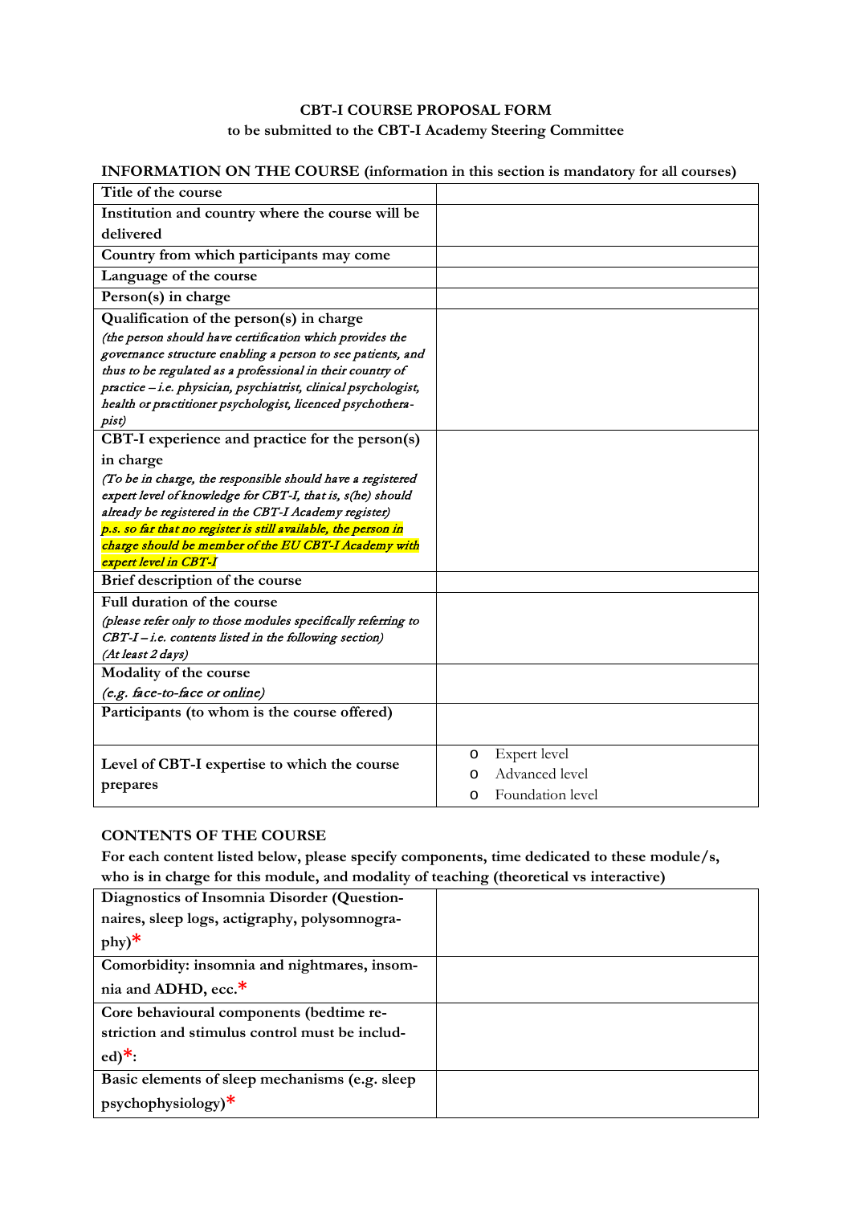**CBT-I COURSE PROPOSAL FORM**

**to be submitted to the CBT-I Academy Steering Committee**

**INFORMATION ON THE COURSE (information in this section is mandatory for all courses)**

| | |
|---|---|
| **Title of the course** | |
| **Institution and country where the course will be delivered** | |
| **Country from which participants may come** | |
| **Language of the course** | |
| **Person(s) in charge** | |
| **Qualification of the person(s) in charge** *(the person should have certification which provides the governance structure enabling a person to see patients, and thus to be regulated as a professional in their country of practice – i.e. physician, psychiatrist, clinical psychologist, health or practitioner psychologist, licenced psychotherapist)* | |
| **CBT-I experience and practice for the person(s) in charge** *(To be in charge, the responsible should have a registered expert level of knowledge for CBT-I, that is, s(he) should already be registered in the CBT-I Academy register)* *p.s. so far that no register is still available, the person in charge should be member of the EU CBT-I Academy with expert level in CBT-I* | |
| **Brief description of the course** | |
| **Full duration of the course** *(please refer only to those modules specifically referring to CBT-I – i.e. contents listed in the following section)* *(At least 2 days)* | |
| **Modality of the course** *(e.g. face-to-face or online)* | |
| **Participants (to whom is the course offered)** | |
| **Level of CBT-I expertise to which the course prepares** | ○ Expert level<br>○ Advanced level<br>○ Foundation level |

**CONTENTS OF THE COURSE**

**For each content listed below, please specify components, time dedicated to these module/s, who is in charge for this module, and modality of teaching (theoretical vs interactive)**

| | |
|---|---|
| **Diagnostics of Insomnia Disorder (Questionnaires, sleep logs, actigraphy, polysomnography)*** | |
| **Comorbidity: insomnia and nightmares, insomnia and ADHD, ecc.*** | |
| **Core behavioural components (bedtime restriction and stimulus control must be included)*:** | |
| **Basic elements of sleep mechanisms (e.g. sleep psychophysiology)*** | |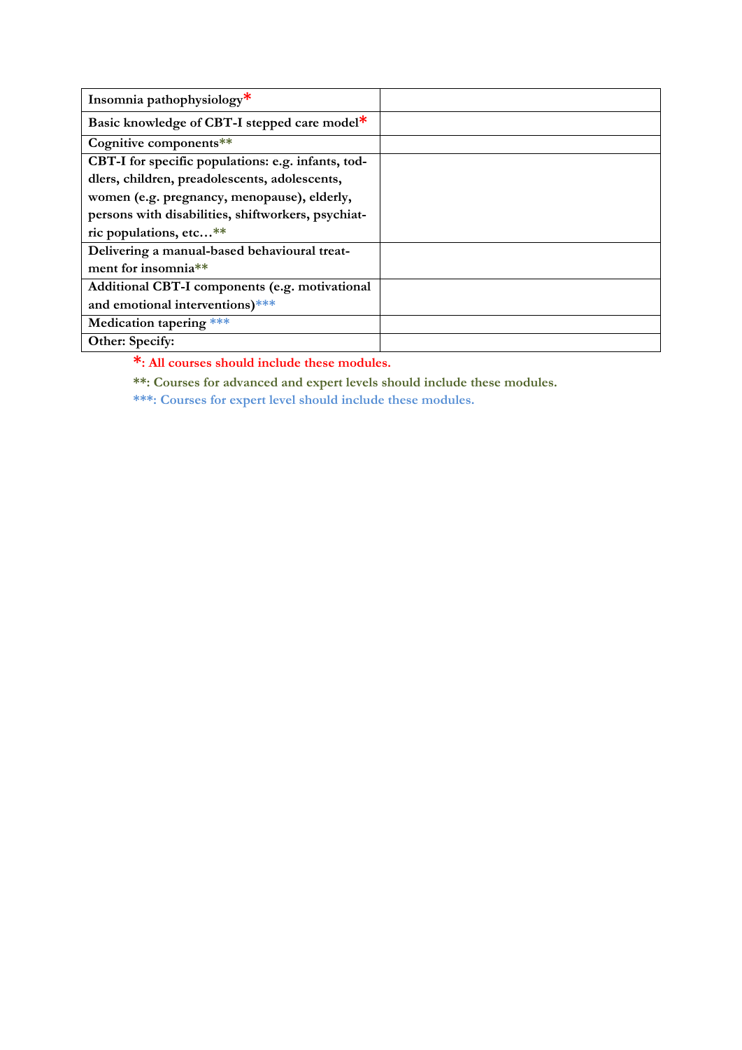| | |
|---|---|
| **Insomnia pathophysiology*** | |
| **Basic knowledge of CBT-I stepped care model*** | |
| **Cognitive components**** | |
| **CBT-I for specific populations: e.g. infants, toddlers, children, preadolescents, adolescents, women (e.g. pregnancy, menopause), elderly, persons with disabilities, shiftworkers, psychiatric populations, etc…**** | |
| **Delivering a manual-based behavioural treatment for insomnia**** | |
| **Additional CBT-I components (e.g. motivational and emotional interventions)***** | |
| **Medication tapering ***** | |
| **Other: Specify:** | |

***: All courses should include these modules.**

****: Courses for advanced and expert levels should include these modules.**

*****: Courses for expert level should include these modules.**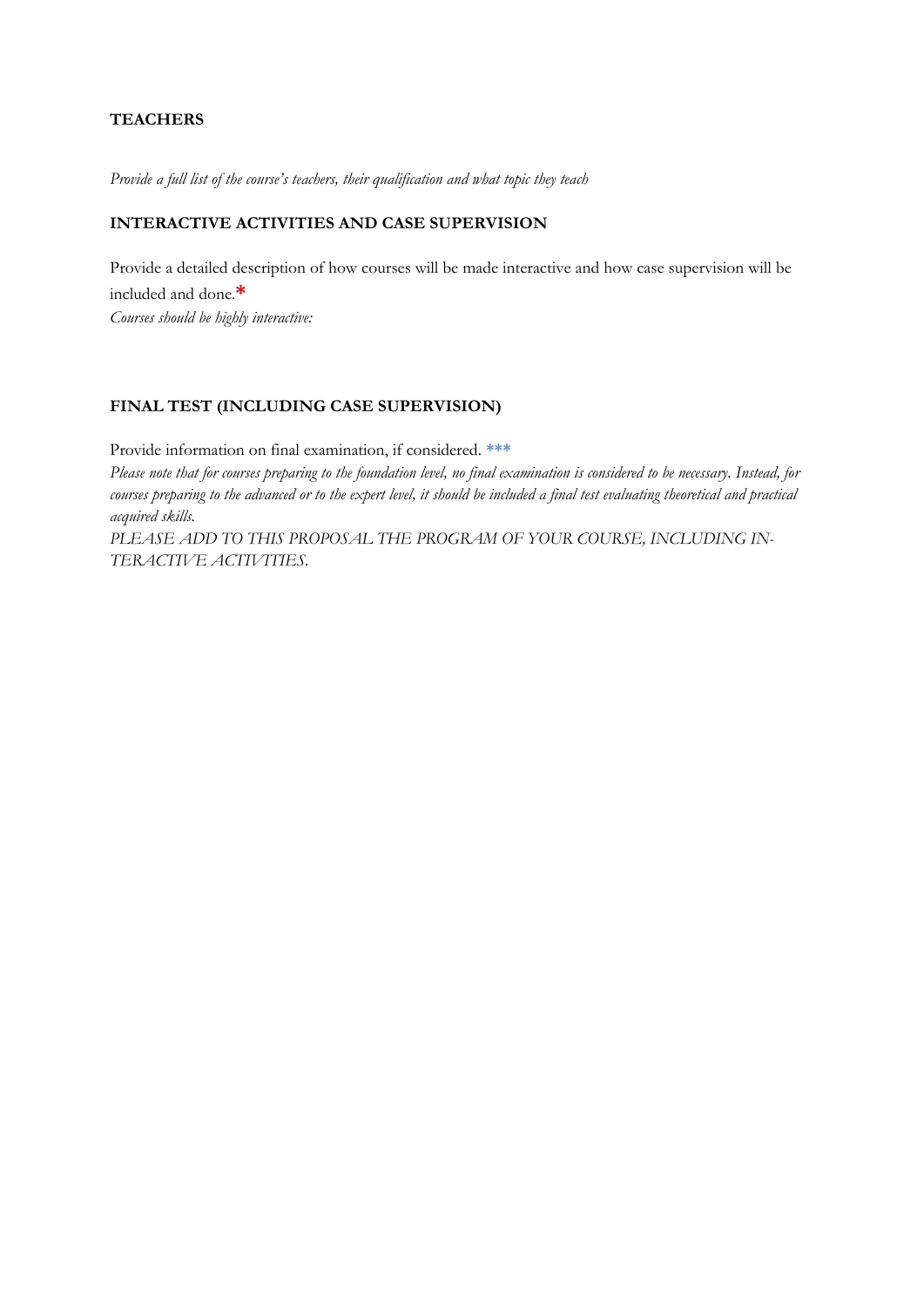**TEACHERS**

*Provide a full list of the course's teachers, their qualification and what topic they teach*

**INTERACTIVE ACTIVITIES AND CASE SUPERVISION**

Provide a detailed description of how courses will be made interactive and how case supervision will be included and done.*

*Courses should be highly interactive:*

**FINAL TEST (INCLUDING CASE SUPERVISION)**

Provide information on final examination, if considered. ***

*Please note that for courses preparing to the foundation level, no final examination is considered to be necessary. Instead, for courses preparing to the advanced or to the expert level, it should be included a final test evaluating theoretical and practical acquired skills.*

*PLEASE ADD TO THIS PROPOSAL THE PROGRAM OF YOUR COURSE, INCLUDING INTERACTIVE ACTIVITIES.*